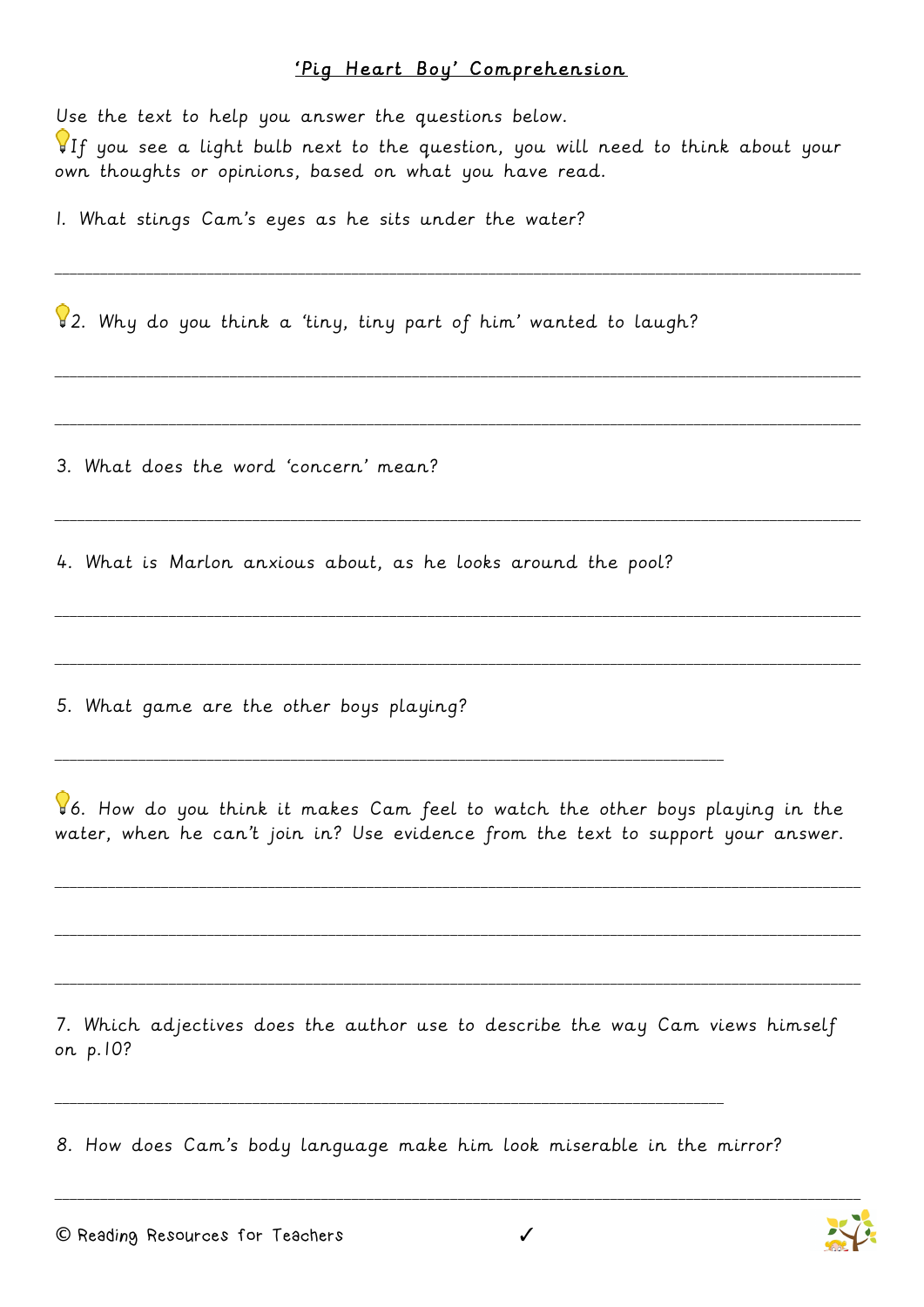## 'Pig Heart Boy' Comprehension

Use the text to help you answer the questions below.
💡If you see a light bulb next to the question, you will need to think about your own thoughts or opinions, based on what you have read.

1. What stings Cam's eyes as he sits under the water?

_______________________________________________________________________________

💡2. Why do you think a 'tiny, tiny part of him' wanted to laugh?

_______________________________________________________________________________

_______________________________________________________________________________

3. What does the word 'concern' mean?

_______________________________________________________________________________

4. What is Marlon anxious about, as he looks around the pool?

_______________________________________________________________________________

_______________________________________________________________________________

5. What game are the other boys playing?

_________________________________________________________________

💡6. How do you think it makes Cam feel to watch the other boys playing in the water, when he can't join in? Use evidence from the text to support your answer.

_______________________________________________________________________________

_______________________________________________________________________________

_______________________________________________________________________________

7. Which adjectives does the author use to describe the way Cam views himself on p.10?

_________________________________________________________________

8. How does Cam's body language make him look miserable in the mirror?

_______________________________________________________________________________

© Reading Resources for Teachers ✓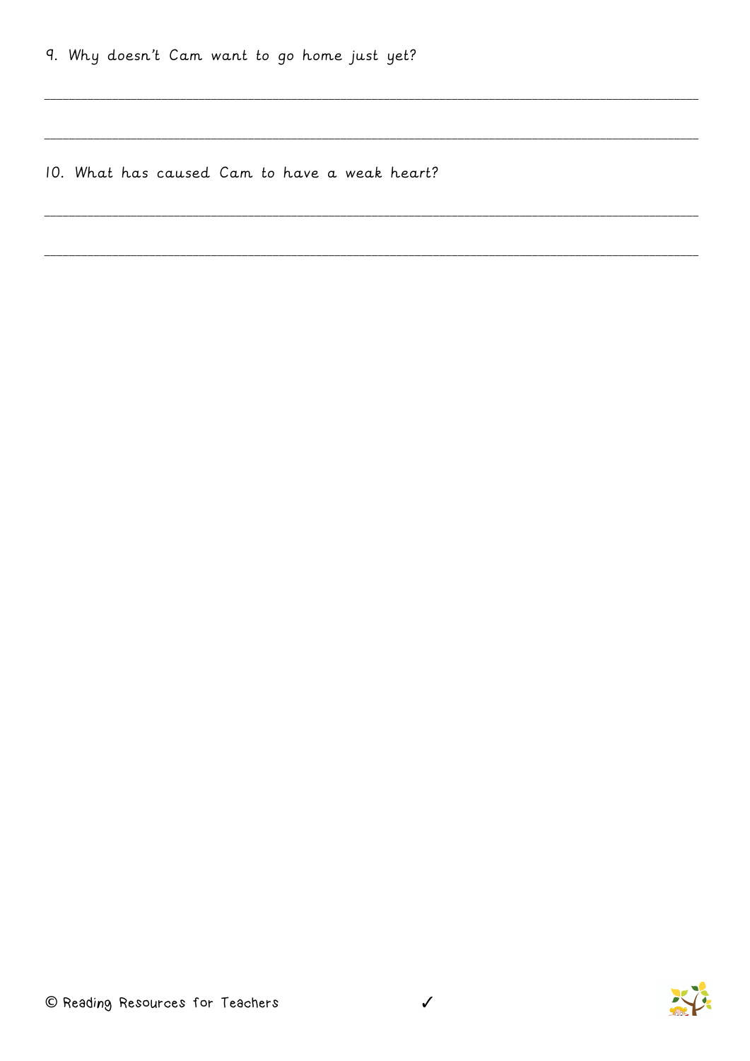9. Why doesn't Cam want to go home just yet?

______________________________________________________________________________

______________________________________________________________________________

10. What has caused Cam to have a weak heart?

______________________________________________________________________________

______________________________________________________________________________

© Reading Resources for Teachers ✓